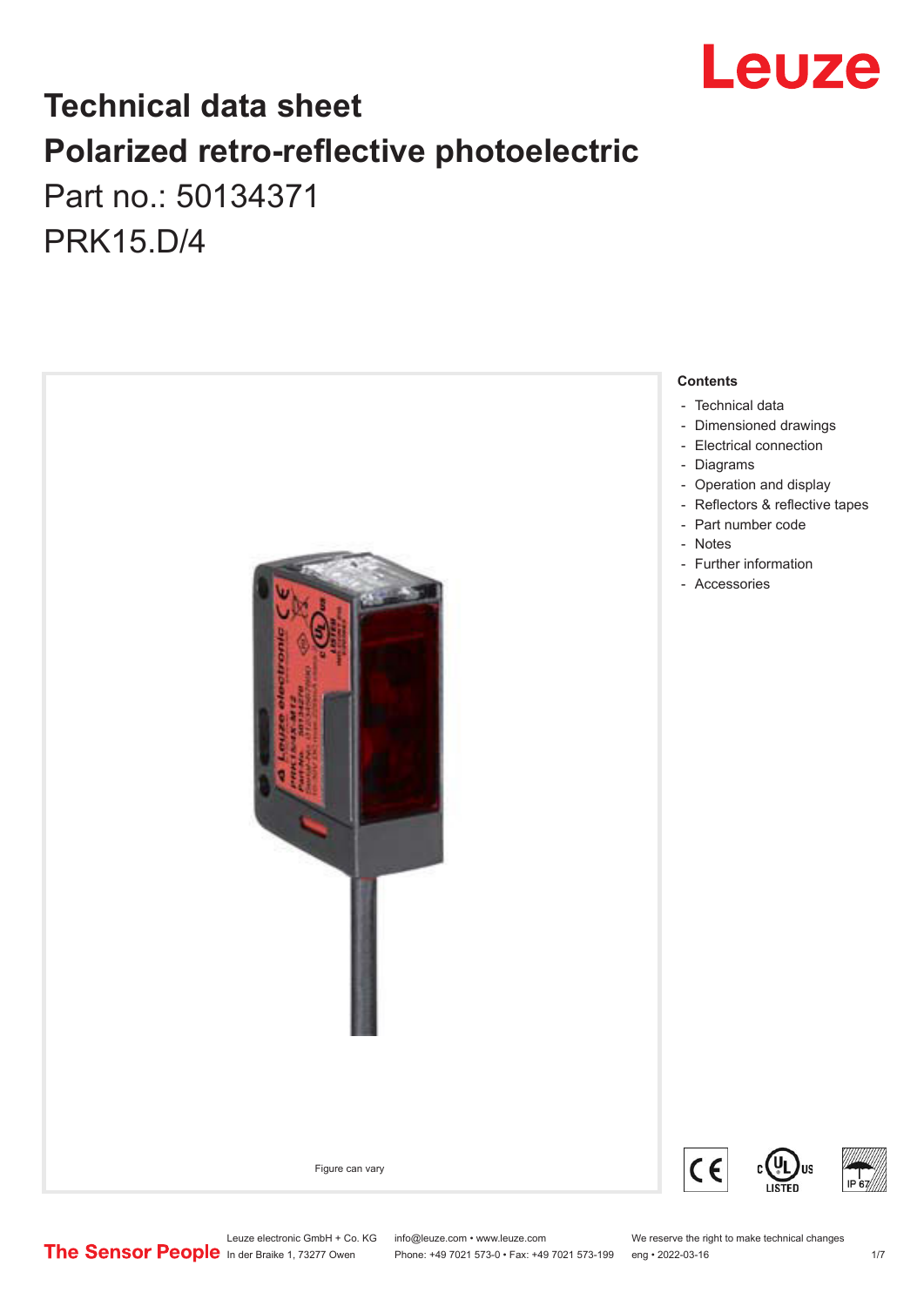# Technical data sheet

# Polarized retro-reflective photoelectric

Part no.: 50134371

PRK15.D/4

Figure can vary

**Contents**

- Technical data
- Dimensioned drawings
- Electrical connection
- Diagrams
- Operation and display
- Reflectors & reflective tapes
- Part number code
- Notes
- Further information
- Accessories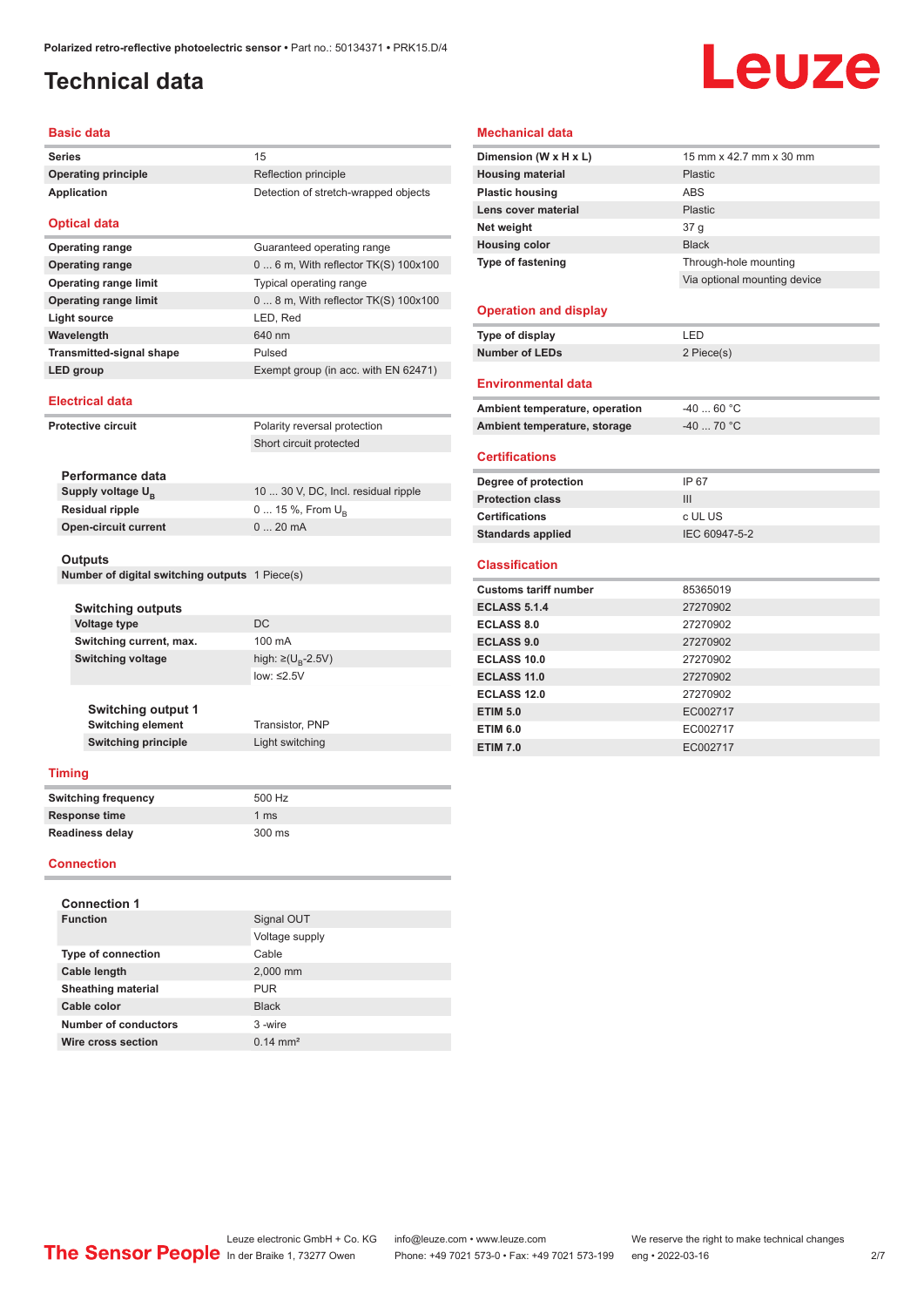# Technical data

## Basic data

| | |
|---|---|
| Series | 15 |
| Operating principle | Reflection principle |
| Application | Detection of stretch-wrapped objects |

## Optical data

| | |
|---|---|
| Operating range | Guaranteed operating range |
| Operating range | 0 ... 6 m, With reflector TK(S) 100x100 |
| Operating range limit | Typical operating range |
| Operating range limit | 0 ... 8 m, With reflector TK(S) 100x100 |
| Light source | LED, Red |
| Wavelength | 640 nm |
| Transmitted-signal shape | Pulsed |
| LED group | Exempt group (in acc. with EN 62471) |

## Electrical data

| | |
|---|---|
| Protective circuit | Polarity reversal protection |
| | Short circuit protected |

### Performance data

| | |
|---|---|
| Supply voltage $U_B$ | 10 ... 30 V, DC, Incl. residual ripple |
| Residual ripple | 0 ... 15 %, From $U_B$ |
| Open-circuit current | 0 ... 20 mA |

### Outputs

| | |
|---|---|
| Number of digital switching outputs | 1 Piece(s) |

#### Switching outputs

| | |
|---|---|
| Voltage type | DC |
| Switching current, max. | 100 mA |
| Switching voltage | high: ≥($U_B$-2.5V) |
| | low: ≤2.5V |

##### Switching output 1

| | |
|---|---|
| Switching element | Transistor, PNP |
| Switching principle | Light switching |

## Timing

| | |
|---|---|
| Switching frequency | 500 Hz |
| Response time | 1 ms |
| Readiness delay | 300 ms |

## Connection

### Connection 1

| | |
|---|---|
| Function | Signal OUT |
| | Voltage supply |
| Type of connection | Cable |
| Cable length | 2,000 mm |
| Sheathing material | PUR |
| Cable color | Black |
| Number of conductors | 3 -wire |
| Wire cross section | 0.14 mm² |

## Mechanical data

| | |
|---|---|
| Dimension (W x H x L) | 15 mm x 42.7 mm x 30 mm |
| Housing material | Plastic |
| Plastic housing | ABS |
| Lens cover material | Plastic |
| Net weight | 37 g |
| Housing color | Black |
| Type of fastening | Through-hole mounting |
| | Via optional mounting device |

## Operation and display

| | |
|---|---|
| Type of display | LED |
| Number of LEDs | 2 Piece(s) |

## Environmental data

| | |
|---|---|
| Ambient temperature, operation | -40 ... 60 °C |
| Ambient temperature, storage | -40 ... 70 °C |

## Certifications

| | |
|---|---|
| Degree of protection | IP 67 |
| Protection class | III |
| Certifications | c UL US |
| Standards applied | IEC 60947-5-2 |

## Classification

| | |
|---|---|
| Customs tariff number | 85365019 |
| ECLASS 5.1.4 | 27270902 |
| ECLASS 8.0 | 27270902 |
| ECLASS 9.0 | 27270902 |
| ECLASS 10.0 | 27270902 |
| ECLASS 11.0 | 27270902 |
| ECLASS 12.0 | 27270902 |
| ETIM 5.0 | EC002717 |
| ETIM 6.0 | EC002717 |
| ETIM 7.0 | EC002717 |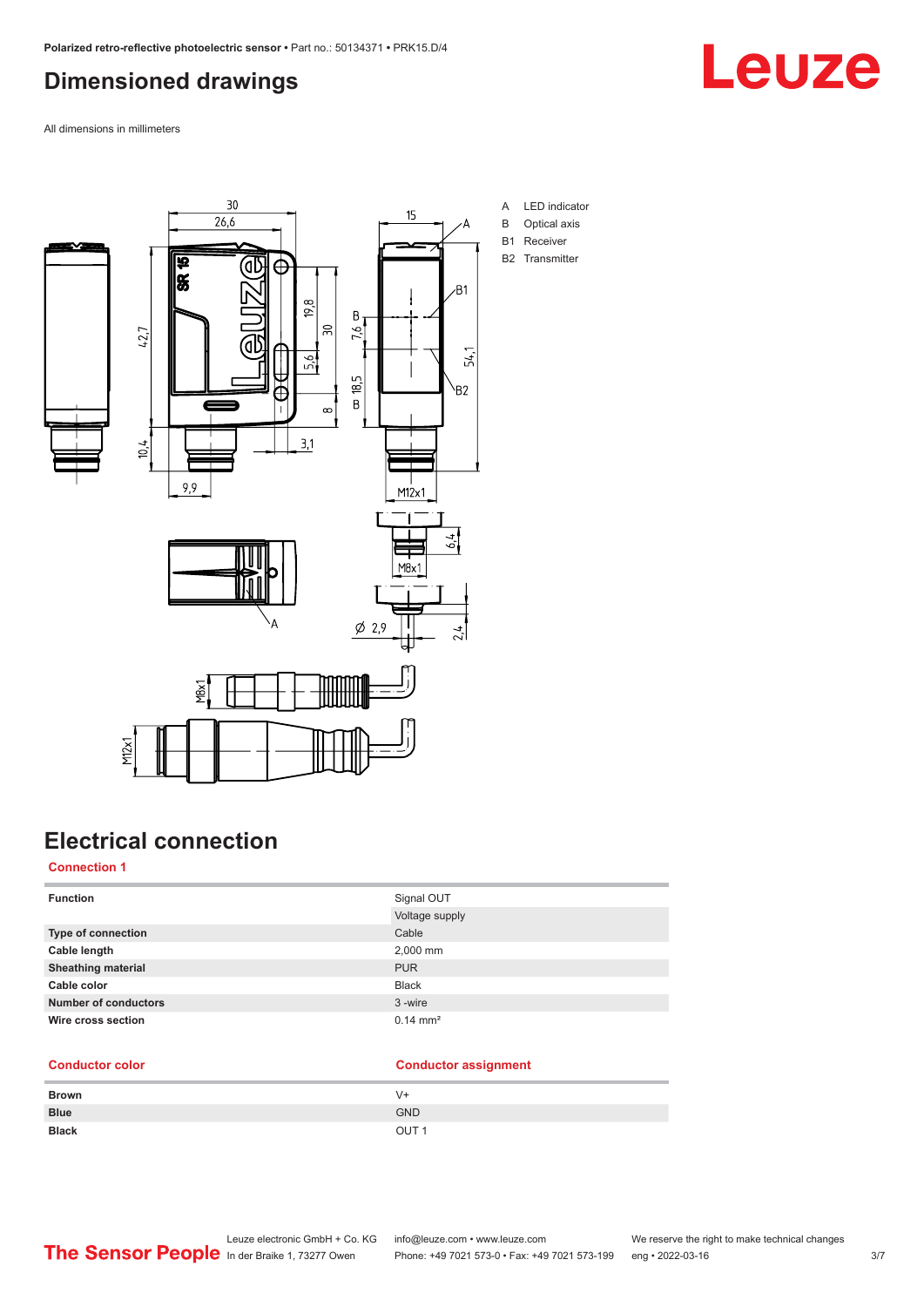# Dimensioned drawings

All dimensions in millimeters

A LED indicator
B Optical axis
B1 Receiver
B2 Transmitter

# Electrical connection

## Connection 1

| Function | Signal OUT |
|---|---|
| | Voltage supply |
| Type of connection | Cable |
| Cable length | 2,000 mm |
| Sheathing material | PUR |
| Cable color | Black |
| Number of conductors | 3 -wire |
| Wire cross section | 0.14 mm² |

| Conductor color | Conductor assignment |
|---|---|
| Brown | V+ |
| Blue | GND |
| Black | OUT 1 |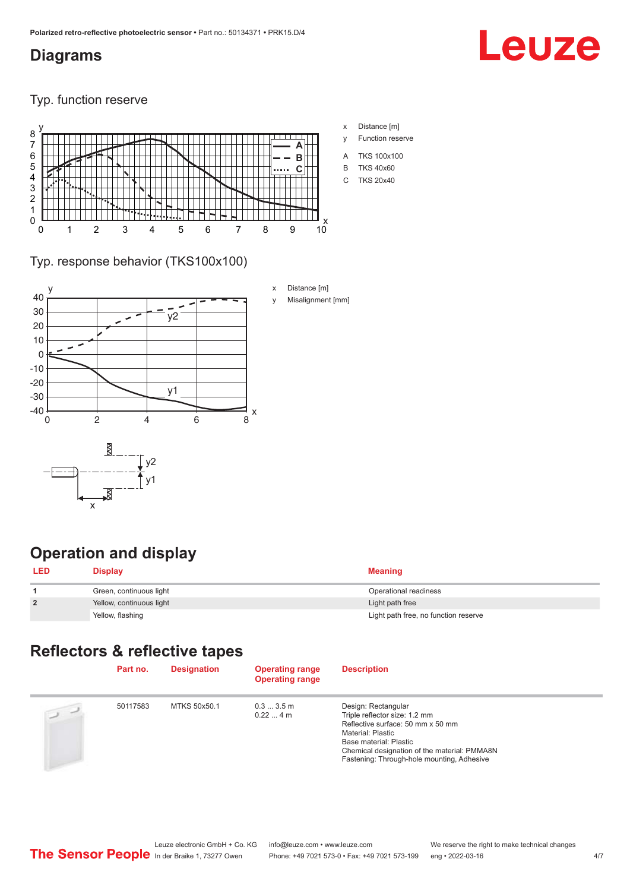## Diagrams

Typ. function reserve

x Distance [m]

y Function reserve

A TKS 100x100

B TKS 40x60

C TKS 20x40

Typ. response behavior (TKS100x100)

x Distance [m]

y Misalignment [mm]

## Operation and display

| LED | Display | Meaning |
|---|---|---|
| 1 | Green, continuous light | Operational readiness |
| 2 | Yellow, continuous light | Light path free |
| | Yellow, flashing | Light path free, no function reserve |

## Reflectors & reflective tapes

| | Part no. | Designation | Operating range<br>Operating range | Description |
|---|---|---|---|---|
| | 50117583 | MTKS 50x50.1 | 0.3 ... 3.5 m<br>0.22 ... 4 m | Design: Rectangular<br>Triple reflector size: 1.2 mm<br>Reflective surface: 50 mm x 50 mm<br>Material: Plastic<br>Base material: Plastic<br>Chemical designation of the material: PMMA8N<br>Fastening: Through-hole mounting, Adhesive |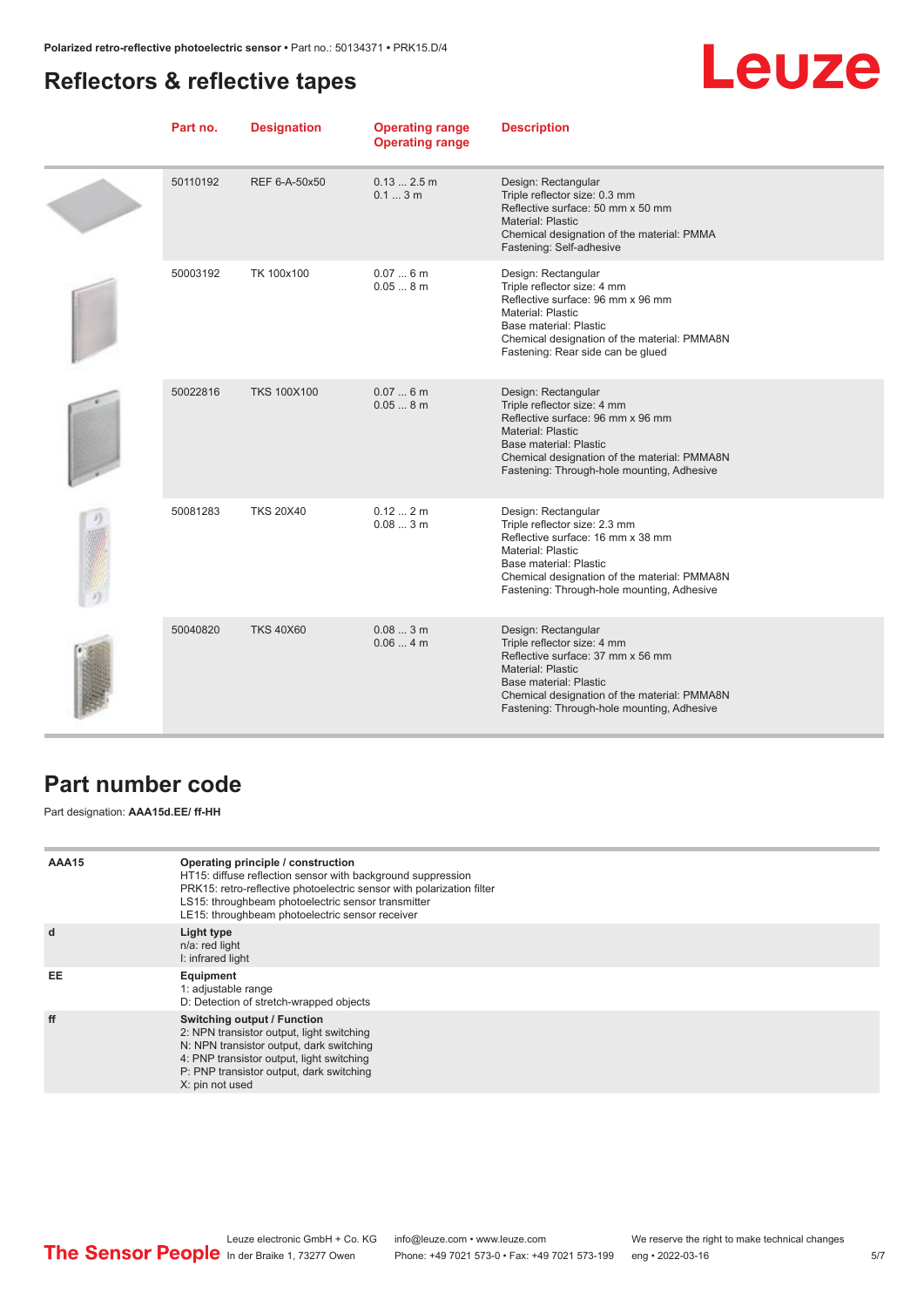## Reflectors & reflective tapes

| Part no. | Designation | Operating range<br>Operating range | Description |
|---|---|---|---|
| 50110192 | REF 6-A-50x50 | 0.13 ... 2.5 m<br>0.1 ... 3 m | Design: Rectangular<br>Triple reflector size: 0.3 mm<br>Reflective surface: 50 mm x 50 mm<br>Material: Plastic<br>Chemical designation of the material: PMMA<br>Fastening: Self-adhesive |
| 50003192 | TK 100x100 | 0.07 ... 6 m<br>0.05 ... 8 m | Design: Rectangular<br>Triple reflector size: 4 mm<br>Reflective surface: 96 mm x 96 mm<br>Material: Plastic<br>Base material: Plastic<br>Chemical designation of the material: PMMA8N<br>Fastening: Rear side can be glued |
| 50022816 | TKS 100X100 | 0.07 ... 6 m<br>0.05 ... 8 m | Design: Rectangular<br>Triple reflector size: 4 mm<br>Reflective surface: 96 mm x 96 mm<br>Material: Plastic<br>Base material: Plastic<br>Chemical designation of the material: PMMA8N<br>Fastening: Through-hole mounting, Adhesive |
| 50081283 | TKS 20X40 | 0.12 ... 2 m<br>0.08 ... 3 m | Design: Rectangular<br>Triple reflector size: 2.3 mm<br>Reflective surface: 16 mm x 38 mm<br>Material: Plastic<br>Base material: Plastic<br>Chemical designation of the material: PMMA8N<br>Fastening: Through-hole mounting, Adhesive |
| 50040820 | TKS 40X60 | 0.08 ... 3 m<br>0.06 ... 4 m | Design: Rectangular<br>Triple reflector size: 4 mm<br>Reflective surface: 37 mm x 56 mm<br>Material: Plastic<br>Base material: Plastic<br>Chemical designation of the material: PMMA8N<br>Fastening: Through-hole mounting, Adhesive |

## Part number code

Part designation: **AAA15d.EE/ ff-HH**

| | |
|---|---|
| **AAA15** | **Operating principle / construction**<br>HT15: diffuse reflection sensor with background suppression<br>PRK15: retro-reflective photoelectric sensor with polarization filter<br>LS15: throughbeam photoelectric sensor transmitter<br>LE15: throughbeam photoelectric sensor receiver |
| **d** | **Light type**<br>n/a: red light<br>I: infrared light |
| **EE** | **Equipment**<br>1: adjustable range<br>D: Detection of stretch-wrapped objects |
| **ff** | **Switching output / Function**<br>2: NPN transistor output, light switching<br>N: NPN transistor output, dark switching<br>4: PNP transistor output, light switching<br>P: PNP transistor output, dark switching<br>X: pin not used |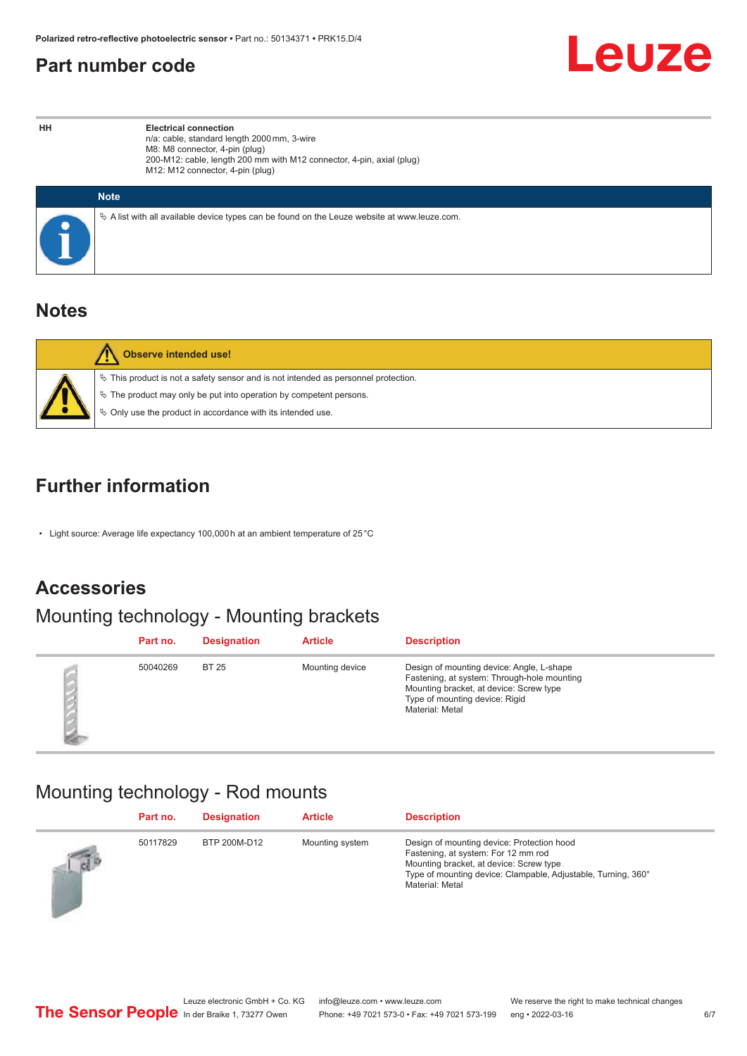## Part number code

| HH | Electrical connection<br>n/a: cable, standard length 2000 mm, 3-wire<br>M8: M8 connector, 4-pin (plug)<br>200-M12: cable, length 200 mm with M12 connector, 4-pin, axial (plug)<br>M12: M12 connector, 4-pin (plug) |
|---|---|

**Note**

- A list with all available device types can be found on the Leuze website at www.leuze.com.

## Notes

**Observe intended use!**

- This product is not a safety sensor and is not intended as personnel protection.
- The product may only be put into operation by competent persons.
- Only use the product in accordance with its intended use.

## Further information

- Light source: Average life expectancy 100,000 h at an ambient temperature of 25 °C

## Accessories

### Mounting technology - Mounting brackets

| Part no. | Designation | Article | Description |
|---|---|---|---|
| 50040269 | BT 25 | Mounting device | Design of mounting device: Angle, L-shape<br>Fastening, at system: Through-hole mounting<br>Mounting bracket, at device: Screw type<br>Type of mounting device: Rigid<br>Material: Metal |

### Mounting technology - Rod mounts

| Part no. | Designation | Article | Description |
|---|---|---|---|
| 50117829 | BTP 200M-D12 | Mounting system | Design of mounting device: Protection hood<br>Fastening, at system: For 12 mm rod<br>Mounting bracket, at device: Screw type<br>Type of mounting device: Clampable, Adjustable, Turning, 360°<br>Material: Metal |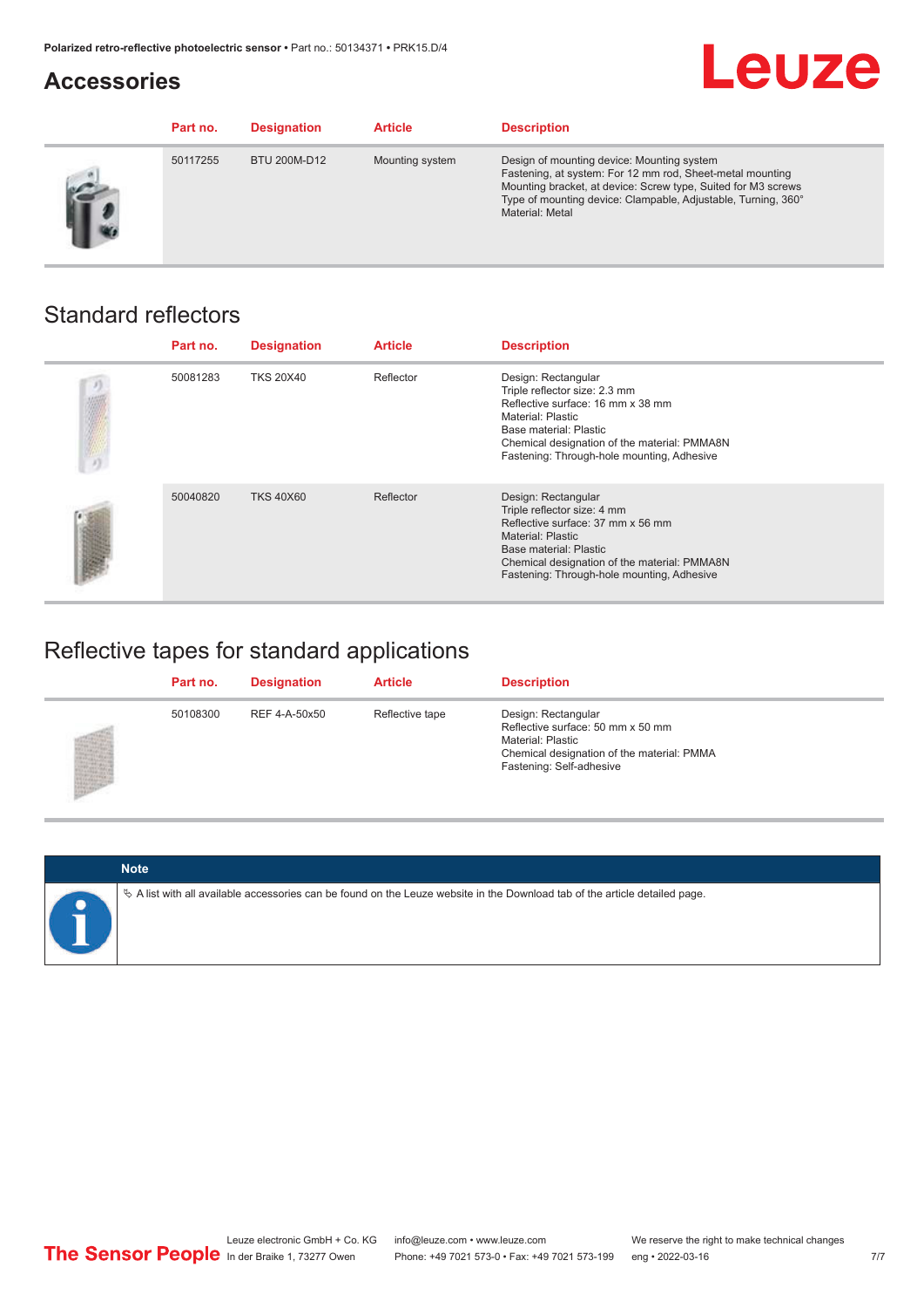## Accessories

| | Part no. | Designation | Article | Description |
|---|---|---|---|---|
| | 50117255 | BTU 200M-D12 | Mounting system | Design of mounting device: Mounting system<br>Fastening, at system: For 12 mm rod, Sheet-metal mounting<br>Mounting bracket, at device: Screw type, Suited for M3 screws<br>Type of mounting device: Clampable, Adjustable, Turning, 360°<br>Material: Metal |

## Standard reflectors

| | Part no. | Designation | Article | Description |
|---|---|---|---|---|
| | 50081283 | TKS 20X40 | Reflector | Design: Rectangular<br>Triple reflector size: 2.3 mm<br>Reflective surface: 16 mm x 38 mm<br>Material: Plastic<br>Base material: Plastic<br>Chemical designation of the material: PMMA8N<br>Fastening: Through-hole mounting, Adhesive |
| | 50040820 | TKS 40X60 | Reflector | Design: Rectangular<br>Triple reflector size: 4 mm<br>Reflective surface: 37 mm x 56 mm<br>Material: Plastic<br>Base material: Plastic<br>Chemical designation of the material: PMMA8N<br>Fastening: Through-hole mounting, Adhesive |

## Reflective tapes for standard applications

| | Part no. | Designation | Article | Description |
|---|---|---|---|---|
| | 50108300 | REF 4-A-50x50 | Reflective tape | Design: Rectangular<br>Reflective surface: 50 mm x 50 mm<br>Material: Plastic<br>Chemical designation of the material: PMMA<br>Fastening: Self-adhesive |

**Note**

A list with all available accessories can be found on the Leuze website in the Download tab of the article detailed page.